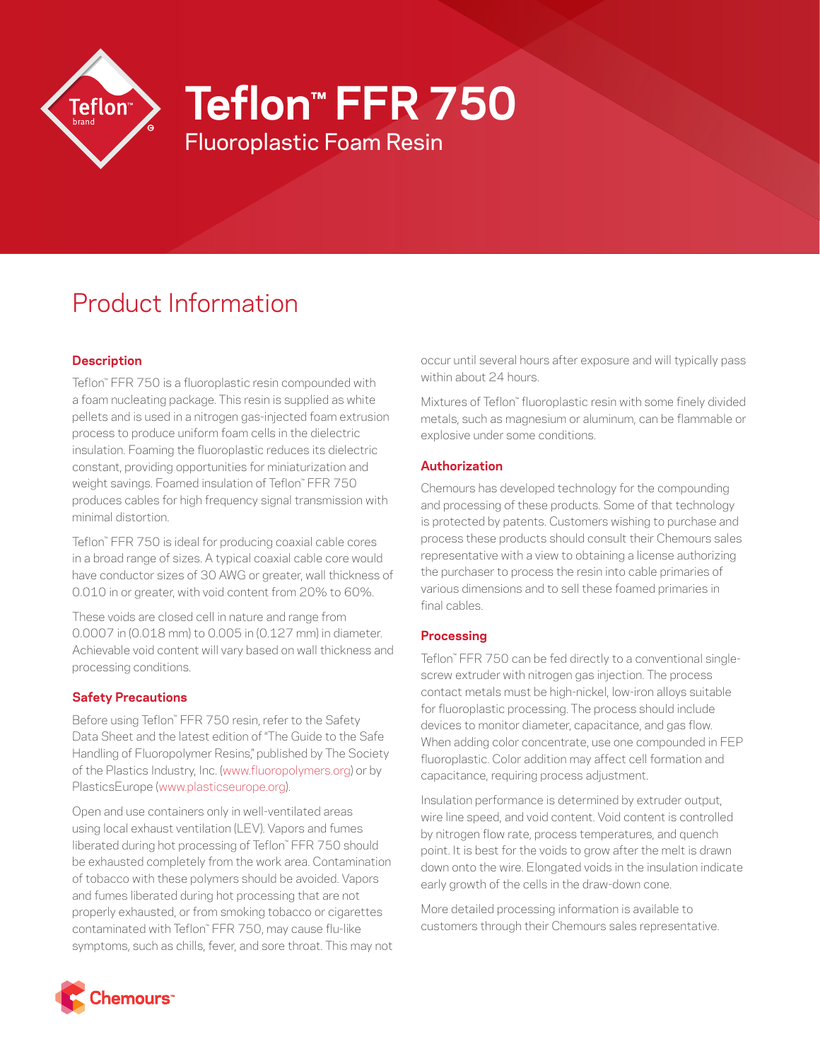# Teflon™ FFR 750

Fluoroplastic Foam Resin

## Product Information

### Description

Teflon™ FFR 750 is a fluoroplastic resin compounded with a foam nucleating package. This resin is supplied as white pellets and is used in a nitrogen gas-injected foam extrusion process to produce uniform foam cells in the dielectric insulation. Foaming the fluoroplastic reduces its dielectric constant, providing opportunities for miniaturization and weight savings. Foamed insulation of Teflon™ FFR 750 produces cables for high frequency signal transmission with minimal distortion.

Teflon™ FFR 750 is ideal for producing coaxial cable cores in a broad range of sizes. A typical coaxial cable core would have conductor sizes of 30 AWG or greater, wall thickness of 0.010 in or greater, with void content from 20% to 60%.

These voids are closed cell in nature and range from 0.0007 in (0.018 mm) to 0.005 in (0.127 mm) in diameter. Achievable void content will vary based on wall thickness and processing conditions.

### Safety Precautions

Before using Teflon™ FFR 750 resin, refer to the Safety Data Sheet and the latest edition of "The Guide to the Safe Handling of Fluoropolymer Resins," published by The Society of the Plastics Industry, Inc. (www.fluoropolymers.org) or by PlasticsEurope (www.plasticseurope.org).

Open and use containers only in well-ventilated areas using local exhaust ventilation (LEV). Vapors and fumes liberated during hot processing of Teflon™ FFR 750 should be exhausted completely from the work area. Contamination of tobacco with these polymers should be avoided. Vapors and fumes liberated during hot processing that are not properly exhausted, or from smoking tobacco or cigarettes contaminated with Teflon™ FFR 750, may cause flu-like symptoms, such as chills, fever, and sore throat. This may not occur until several hours after exposure and will typically pass within about 24 hours.

Mixtures of Teflon™ fluoroplastic resin with some finely divided metals, such as magnesium or aluminum, can be flammable or explosive under some conditions.

### Authorization

Chemours has developed technology for the compounding and processing of these products. Some of that technology is protected by patents. Customers wishing to purchase and process these products should consult their Chemours sales representative with a view to obtaining a license authorizing the purchaser to process the resin into cable primaries of various dimensions and to sell these foamed primaries in final cables.

### Processing

Teflon™ FFR 750 can be fed directly to a conventional single-screw extruder with nitrogen gas injection. The process contact metals must be high-nickel, low-iron alloys suitable for fluoroplastic processing. The process should include devices to monitor diameter, capacitance, and gas flow. When adding color concentrate, use one compounded in FEP fluoroplastic. Color addition may affect cell formation and capacitance, requiring process adjustment.

Insulation performance is determined by extruder output, wire line speed, and void content. Void content is controlled by nitrogen flow rate, process temperatures, and quench point. It is best for the voids to grow after the melt is drawn down onto the wire. Elongated voids in the insulation indicate early growth of the cells in the draw-down cone.

More detailed processing information is available to customers through their Chemours sales representative.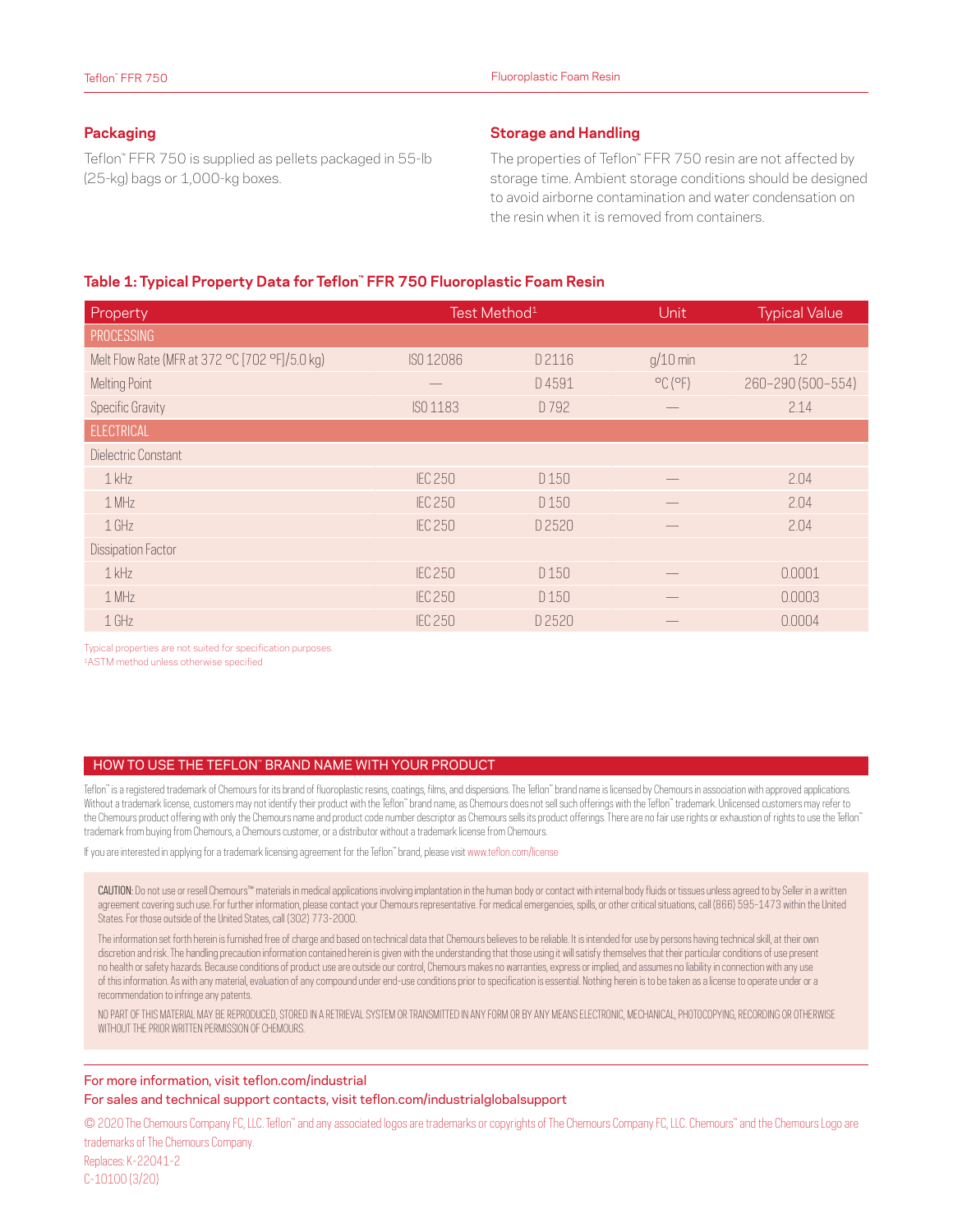## Packaging

Teflon™ FFR 750 is supplied as pellets packaged in 55-lb (25-kg) bags or 1,000-kg boxes.

## Storage and Handling

The properties of Teflon™ FFR 750 resin are not affected by storage time. Ambient storage conditions should be designed to avoid airborne contamination and water condensation on the resin when it is removed from containers.

### Table 1: Typical Property Data for Teflon™ FFR 750 Fluoroplastic Foam Resin

| Property | Test Method[1] | | Unit | Typical Value |
|---|---|---|---|---|
| PROCESSING | | | | |
| Melt Flow Rate (MFR at 372 °C [702 °F]/5.0 kg) | ISO 12086 | D 2116 | g/10 min | 12 |
| Melting Point | — | D 4591 | °C (°F) | 260–290 (500–554) |
| Specific Gravity | ISO 1183 | D 792 | — | 2.14 |
| ELECTRICAL | | | | |
| Dielectric Constant | | | | |
| 1 kHz | IEC 250 | D 150 | — | 2.04 |
| 1 MHz | IEC 250 | D 150 | — | 2.04 |
| 1 GHz | IEC 250 | D 2520 | — | 2.04 |
| Dissipation Factor | | | | |
| 1 kHz | IEC 250 | D 150 | — | 0.0001 |
| 1 MHz | IEC 250 | D 150 | — | 0.0003 |
| 1 GHz | IEC 250 | D 2520 | — | 0.0004 |

Typical properties are not suited for specification purposes.
[1]ASTM method unless otherwise specified

## HOW TO USE THE TEFLON™ BRAND NAME WITH YOUR PRODUCT

Teflon™ is a registered trademark of Chemours for its brand of fluoroplastic resins, coatings, films, and dispersions. The Teflon™ brand name is licensed by Chemours in association with approved applications. Without a trademark license, customers may not identify their product with the Teflon™ brand name, as Chemours does not sell such offerings with the Teflon™ trademark. Unlicensed customers may refer to the Chemours product offering with only the Chemours name and product code number descriptor as Chemours sells its product offerings. There are no fair use rights or exhaustion of rights to use the Teflon™ trademark from buying from Chemours, a Chemours customer, or a distributor without a trademark license from Chemours.

If you are interested in applying for a trademark licensing agreement for the Teflon™ brand, please visit www.teflon.com/license

CAUTION: Do not use or resell Chemours™ materials in medical applications involving implantation in the human body or contact with internal body fluids or tissues unless agreed to by Seller in a written agreement covering such use. For further information, please contact your Chemours representative. For medical emergencies, spills, or other critical situations, call (866) 595-1473 within the United States. For those outside of the United States, call (302) 773-2000.

The information set forth herein is furnished free of charge and based on technical data that Chemours believes to be reliable. It is intended for use by persons having technical skill, at their own discretion and risk. The handling precaution information contained herein is given with the understanding that those using it will satisfy themselves that their particular conditions of use present no health or safety hazards. Because conditions of product use are outside our control, Chemours makes no warranties, express or implied, and assumes no liability in connection with any use of this information. As with any material, evaluation of any compound under end-use conditions prior to specification is essential. Nothing herein is to be taken as a license to operate under or a recommendation to infringe any patents.

NO PART OF THIS MATERIAL MAY BE REPRODUCED, STORED IN A RETRIEVAL SYSTEM OR TRANSMITTED IN ANY FORM OR BY ANY MEANS ELECTRONIC, MECHANICAL, PHOTOCOPYING, RECORDING OR OTHERWISE WITHOUT THE PRIOR WRITTEN PERMISSION OF CHEMOURS.

For more information, visit teflon.com/industrial
For sales and technical support contacts, visit teflon.com/industrialglobalsupport

© 2020 The Chemours Company FC, LLC. Teflon™ and any associated logos are trademarks or copyrights of The Chemours Company FC, LLC. Chemours™ and the Chemours Logo are trademarks of The Chemours Company.

Replaces: K-22041-2
C-10100 (3/20)